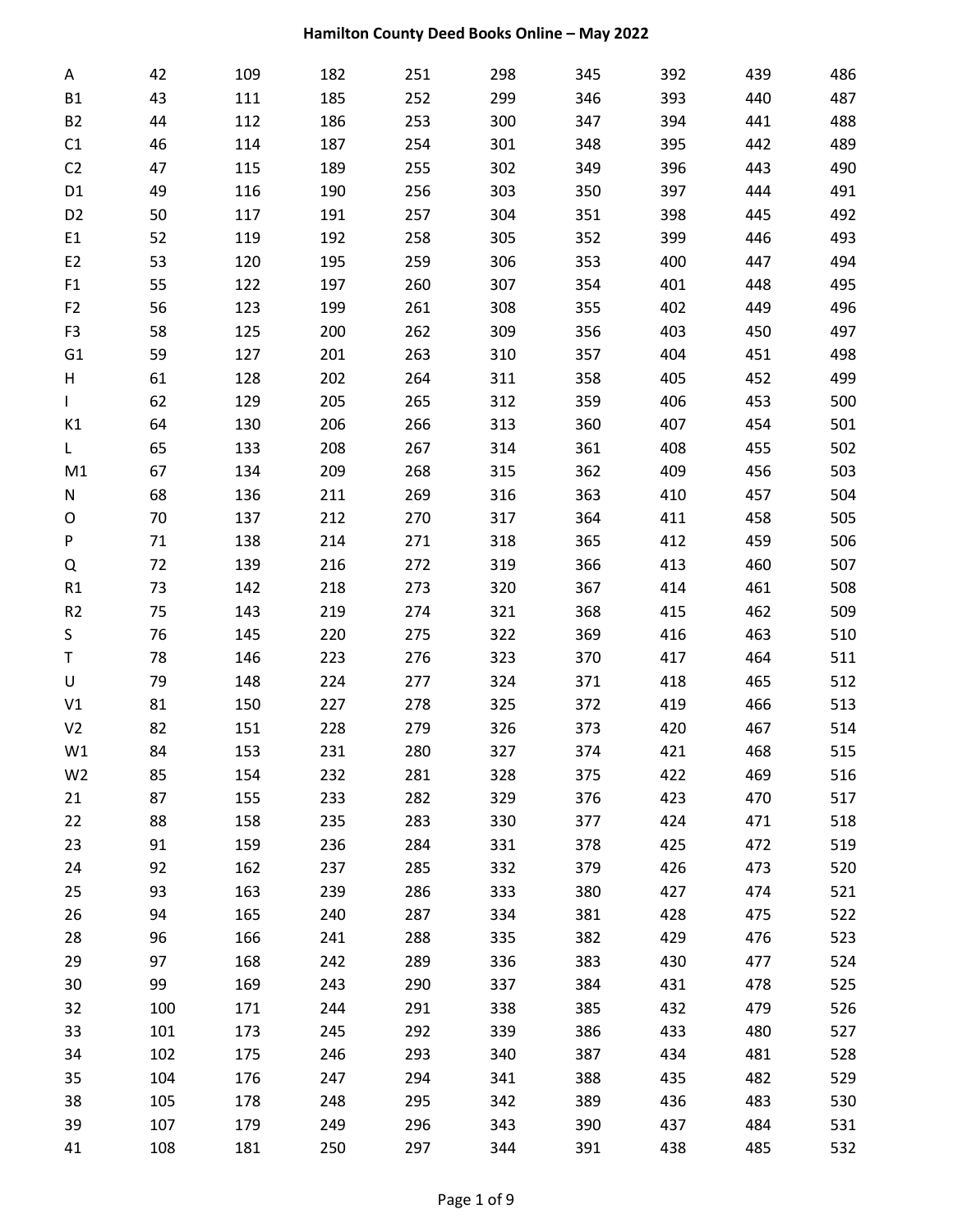# Hamilton County Deed Books Online – May 2022

| | | | | | | | | | |
|---|---|---|---|---|---|---|---|---|---|
| A | 42 | 109 | 182 | 251 | 298 | 345 | 392 | 439 | 486 |
| B1 | 43 | 111 | 185 | 252 | 299 | 346 | 393 | 440 | 487 |
| B2 | 44 | 112 | 186 | 253 | 300 | 347 | 394 | 441 | 488 |
| C1 | 46 | 114 | 187 | 254 | 301 | 348 | 395 | 442 | 489 |
| C2 | 47 | 115 | 189 | 255 | 302 | 349 | 396 | 443 | 490 |
| D1 | 49 | 116 | 190 | 256 | 303 | 350 | 397 | 444 | 491 |
| D2 | 50 | 117 | 191 | 257 | 304 | 351 | 398 | 445 | 492 |
| E1 | 52 | 119 | 192 | 258 | 305 | 352 | 399 | 446 | 493 |
| E2 | 53 | 120 | 195 | 259 | 306 | 353 | 400 | 447 | 494 |
| F1 | 55 | 122 | 197 | 260 | 307 | 354 | 401 | 448 | 495 |
| F2 | 56 | 123 | 199 | 261 | 308 | 355 | 402 | 449 | 496 |
| F3 | 58 | 125 | 200 | 262 | 309 | 356 | 403 | 450 | 497 |
| G1 | 59 | 127 | 201 | 263 | 310 | 357 | 404 | 451 | 498 |
| H | 61 | 128 | 202 | 264 | 311 | 358 | 405 | 452 | 499 |
| I | 62 | 129 | 205 | 265 | 312 | 359 | 406 | 453 | 500 |
| K1 | 64 | 130 | 206 | 266 | 313 | 360 | 407 | 454 | 501 |
| L | 65 | 133 | 208 | 267 | 314 | 361 | 408 | 455 | 502 |
| M1 | 67 | 134 | 209 | 268 | 315 | 362 | 409 | 456 | 503 |
| N | 68 | 136 | 211 | 269 | 316 | 363 | 410 | 457 | 504 |
| O | 70 | 137 | 212 | 270 | 317 | 364 | 411 | 458 | 505 |
| P | 71 | 138 | 214 | 271 | 318 | 365 | 412 | 459 | 506 |
| Q | 72 | 139 | 216 | 272 | 319 | 366 | 413 | 460 | 507 |
| R1 | 73 | 142 | 218 | 273 | 320 | 367 | 414 | 461 | 508 |
| R2 | 75 | 143 | 219 | 274 | 321 | 368 | 415 | 462 | 509 |
| S | 76 | 145 | 220 | 275 | 322 | 369 | 416 | 463 | 510 |
| T | 78 | 146 | 223 | 276 | 323 | 370 | 417 | 464 | 511 |
| U | 79 | 148 | 224 | 277 | 324 | 371 | 418 | 465 | 512 |
| V1 | 81 | 150 | 227 | 278 | 325 | 372 | 419 | 466 | 513 |
| V2 | 82 | 151 | 228 | 279 | 326 | 373 | 420 | 467 | 514 |
| W1 | 84 | 153 | 231 | 280 | 327 | 374 | 421 | 468 | 515 |
| W2 | 85 | 154 | 232 | 281 | 328 | 375 | 422 | 469 | 516 |
| 21 | 87 | 155 | 233 | 282 | 329 | 376 | 423 | 470 | 517 |
| 22 | 88 | 158 | 235 | 283 | 330 | 377 | 424 | 471 | 518 |
| 23 | 91 | 159 | 236 | 284 | 331 | 378 | 425 | 472 | 519 |
| 24 | 92 | 162 | 237 | 285 | 332 | 379 | 426 | 473 | 520 |
| 25 | 93 | 163 | 239 | 286 | 333 | 380 | 427 | 474 | 521 |
| 26 | 94 | 165 | 240 | 287 | 334 | 381 | 428 | 475 | 522 |
| 28 | 96 | 166 | 241 | 288 | 335 | 382 | 429 | 476 | 523 |
| 29 | 97 | 168 | 242 | 289 | 336 | 383 | 430 | 477 | 524 |
| 30 | 99 | 169 | 243 | 290 | 337 | 384 | 431 | 478 | 525 |
| 32 | 100 | 171 | 244 | 291 | 338 | 385 | 432 | 479 | 526 |
| 33 | 101 | 173 | 245 | 292 | 339 | 386 | 433 | 480 | 527 |
| 34 | 102 | 175 | 246 | 293 | 340 | 387 | 434 | 481 | 528 |
| 35 | 104 | 176 | 247 | 294 | 341 | 388 | 435 | 482 | 529 |
| 38 | 105 | 178 | 248 | 295 | 342 | 389 | 436 | 483 | 530 |
| 39 | 107 | 179 | 249 | 296 | 343 | 390 | 437 | 484 | 531 |
| 41 | 108 | 181 | 250 | 297 | 344 | 391 | 438 | 485 | 532 |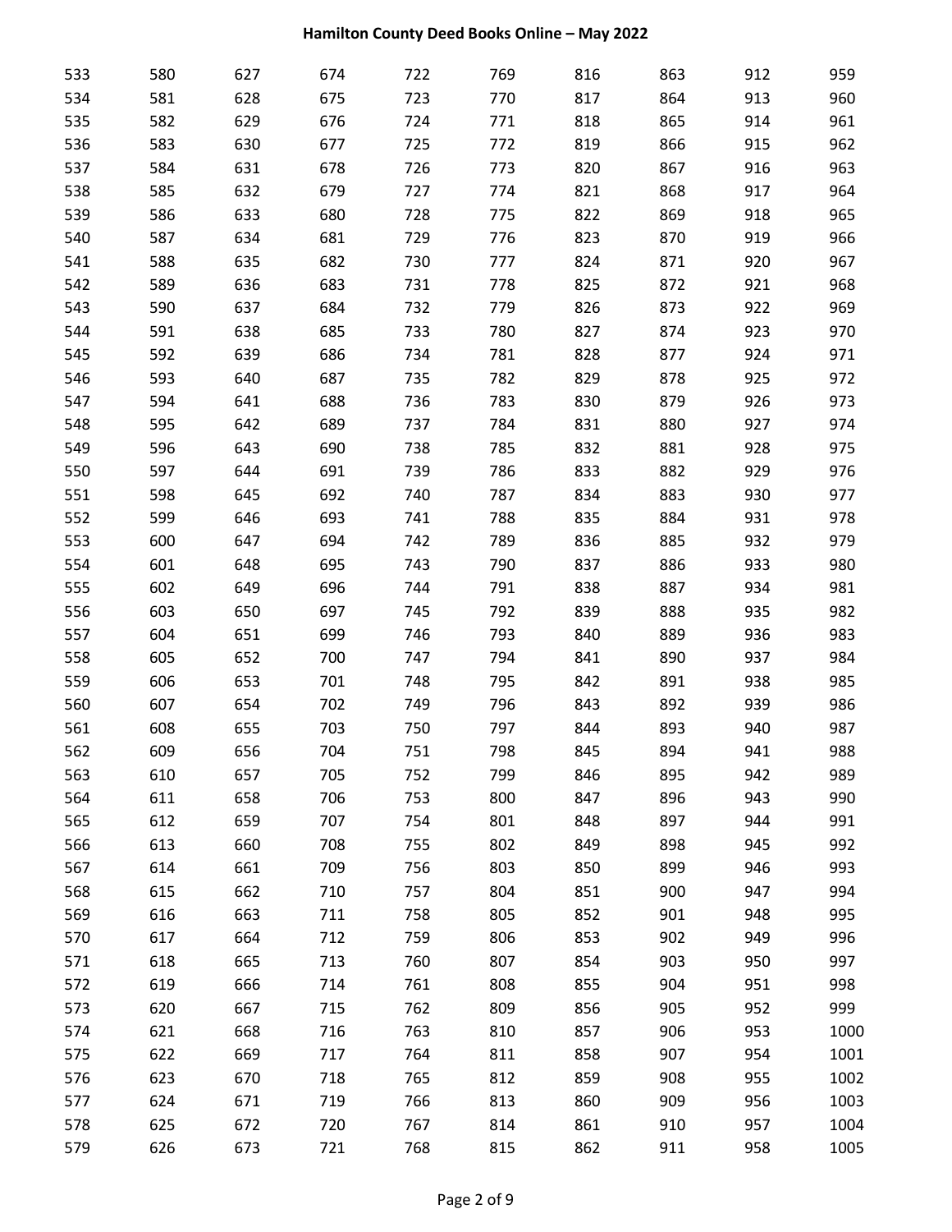| 533 | 580 | 627 | 674 | 722 | 769 | 816 | 863 | 912 | 959 |
|---|---|---|---|---|---|---|---|---|---|
| 534 | 581 | 628 | 675 | 723 | 770 | 817 | 864 | 913 | 960 |
| 535 | 582 | 629 | 676 | 724 | 771 | 818 | 865 | 914 | 961 |
| 536 | 583 | 630 | 677 | 725 | 772 | 819 | 866 | 915 | 962 |
| 537 | 584 | 631 | 678 | 726 | 773 | 820 | 867 | 916 | 963 |
| 538 | 585 | 632 | 679 | 727 | 774 | 821 | 868 | 917 | 964 |
| 539 | 586 | 633 | 680 | 728 | 775 | 822 | 869 | 918 | 965 |
| 540 | 587 | 634 | 681 | 729 | 776 | 823 | 870 | 919 | 966 |
| 541 | 588 | 635 | 682 | 730 | 777 | 824 | 871 | 920 | 967 |
| 542 | 589 | 636 | 683 | 731 | 778 | 825 | 872 | 921 | 968 |
| 543 | 590 | 637 | 684 | 732 | 779 | 826 | 873 | 922 | 969 |
| 544 | 591 | 638 | 685 | 733 | 780 | 827 | 874 | 923 | 970 |
| 545 | 592 | 639 | 686 | 734 | 781 | 828 | 877 | 924 | 971 |
| 546 | 593 | 640 | 687 | 735 | 782 | 829 | 878 | 925 | 972 |
| 547 | 594 | 641 | 688 | 736 | 783 | 830 | 879 | 926 | 973 |
| 548 | 595 | 642 | 689 | 737 | 784 | 831 | 880 | 927 | 974 |
| 549 | 596 | 643 | 690 | 738 | 785 | 832 | 881 | 928 | 975 |
| 550 | 597 | 644 | 691 | 739 | 786 | 833 | 882 | 929 | 976 |
| 551 | 598 | 645 | 692 | 740 | 787 | 834 | 883 | 930 | 977 |
| 552 | 599 | 646 | 693 | 741 | 788 | 835 | 884 | 931 | 978 |
| 553 | 600 | 647 | 694 | 742 | 789 | 836 | 885 | 932 | 979 |
| 554 | 601 | 648 | 695 | 743 | 790 | 837 | 886 | 933 | 980 |
| 555 | 602 | 649 | 696 | 744 | 791 | 838 | 887 | 934 | 981 |
| 556 | 603 | 650 | 697 | 745 | 792 | 839 | 888 | 935 | 982 |
| 557 | 604 | 651 | 699 | 746 | 793 | 840 | 889 | 936 | 983 |
| 558 | 605 | 652 | 700 | 747 | 794 | 841 | 890 | 937 | 984 |
| 559 | 606 | 653 | 701 | 748 | 795 | 842 | 891 | 938 | 985 |
| 560 | 607 | 654 | 702 | 749 | 796 | 843 | 892 | 939 | 986 |
| 561 | 608 | 655 | 703 | 750 | 797 | 844 | 893 | 940 | 987 |
| 562 | 609 | 656 | 704 | 751 | 798 | 845 | 894 | 941 | 988 |
| 563 | 610 | 657 | 705 | 752 | 799 | 846 | 895 | 942 | 989 |
| 564 | 611 | 658 | 706 | 753 | 800 | 847 | 896 | 943 | 990 |
| 565 | 612 | 659 | 707 | 754 | 801 | 848 | 897 | 944 | 991 |
| 566 | 613 | 660 | 708 | 755 | 802 | 849 | 898 | 945 | 992 |
| 567 | 614 | 661 | 709 | 756 | 803 | 850 | 899 | 946 | 993 |
| 568 | 615 | 662 | 710 | 757 | 804 | 851 | 900 | 947 | 994 |
| 569 | 616 | 663 | 711 | 758 | 805 | 852 | 901 | 948 | 995 |
| 570 | 617 | 664 | 712 | 759 | 806 | 853 | 902 | 949 | 996 |
| 571 | 618 | 665 | 713 | 760 | 807 | 854 | 903 | 950 | 997 |
| 572 | 619 | 666 | 714 | 761 | 808 | 855 | 904 | 951 | 998 |
| 573 | 620 | 667 | 715 | 762 | 809 | 856 | 905 | 952 | 999 |
| 574 | 621 | 668 | 716 | 763 | 810 | 857 | 906 | 953 | 1000 |
| 575 | 622 | 669 | 717 | 764 | 811 | 858 | 907 | 954 | 1001 |
| 576 | 623 | 670 | 718 | 765 | 812 | 859 | 908 | 955 | 1002 |
| 577 | 624 | 671 | 719 | 766 | 813 | 860 | 909 | 956 | 1003 |
| 578 | 625 | 672 | 720 | 767 | 814 | 861 | 910 | 957 | 1004 |
| 579 | 626 | 673 | 721 | 768 | 815 | 862 | 911 | 958 | 1005 |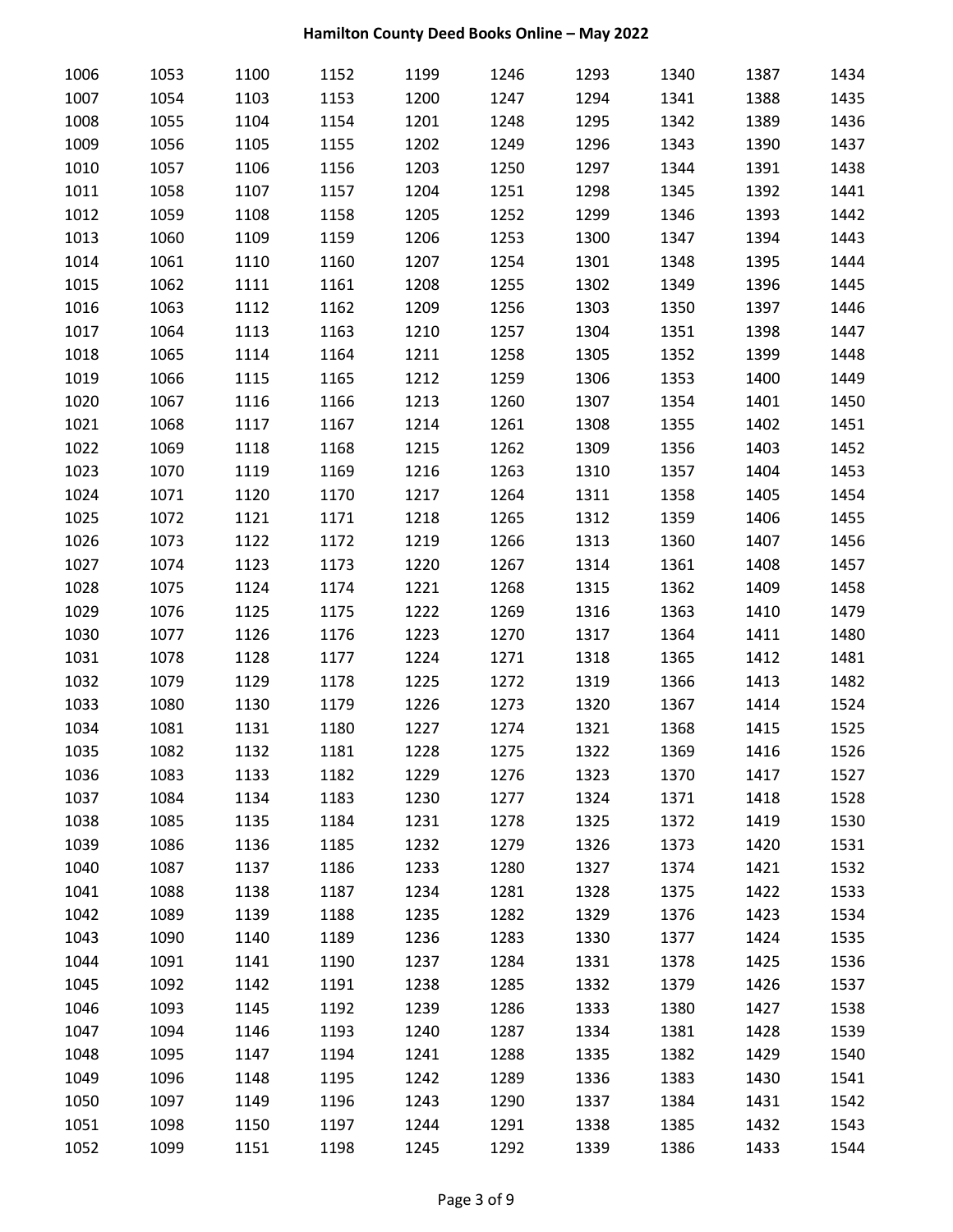| 1006 | 1053 | 1100 | 1152 | 1199 | 1246 | 1293 | 1340 | 1387 | 1434 |
|---|---|---|---|---|---|---|---|---|---|
| 1007 | 1054 | 1103 | 1153 | 1200 | 1247 | 1294 | 1341 | 1388 | 1435 |
| 1008 | 1055 | 1104 | 1154 | 1201 | 1248 | 1295 | 1342 | 1389 | 1436 |
| 1009 | 1056 | 1105 | 1155 | 1202 | 1249 | 1296 | 1343 | 1390 | 1437 |
| 1010 | 1057 | 1106 | 1156 | 1203 | 1250 | 1297 | 1344 | 1391 | 1438 |
| 1011 | 1058 | 1107 | 1157 | 1204 | 1251 | 1298 | 1345 | 1392 | 1441 |
| 1012 | 1059 | 1108 | 1158 | 1205 | 1252 | 1299 | 1346 | 1393 | 1442 |
| 1013 | 1060 | 1109 | 1159 | 1206 | 1253 | 1300 | 1347 | 1394 | 1443 |
| 1014 | 1061 | 1110 | 1160 | 1207 | 1254 | 1301 | 1348 | 1395 | 1444 |
| 1015 | 1062 | 1111 | 1161 | 1208 | 1255 | 1302 | 1349 | 1396 | 1445 |
| 1016 | 1063 | 1112 | 1162 | 1209 | 1256 | 1303 | 1350 | 1397 | 1446 |
| 1017 | 1064 | 1113 | 1163 | 1210 | 1257 | 1304 | 1351 | 1398 | 1447 |
| 1018 | 1065 | 1114 | 1164 | 1211 | 1258 | 1305 | 1352 | 1399 | 1448 |
| 1019 | 1066 | 1115 | 1165 | 1212 | 1259 | 1306 | 1353 | 1400 | 1449 |
| 1020 | 1067 | 1116 | 1166 | 1213 | 1260 | 1307 | 1354 | 1401 | 1450 |
| 1021 | 1068 | 1117 | 1167 | 1214 | 1261 | 1308 | 1355 | 1402 | 1451 |
| 1022 | 1069 | 1118 | 1168 | 1215 | 1262 | 1309 | 1356 | 1403 | 1452 |
| 1023 | 1070 | 1119 | 1169 | 1216 | 1263 | 1310 | 1357 | 1404 | 1453 |
| 1024 | 1071 | 1120 | 1170 | 1217 | 1264 | 1311 | 1358 | 1405 | 1454 |
| 1025 | 1072 | 1121 | 1171 | 1218 | 1265 | 1312 | 1359 | 1406 | 1455 |
| 1026 | 1073 | 1122 | 1172 | 1219 | 1266 | 1313 | 1360 | 1407 | 1456 |
| 1027 | 1074 | 1123 | 1173 | 1220 | 1267 | 1314 | 1361 | 1408 | 1457 |
| 1028 | 1075 | 1124 | 1174 | 1221 | 1268 | 1315 | 1362 | 1409 | 1458 |
| 1029 | 1076 | 1125 | 1175 | 1222 | 1269 | 1316 | 1363 | 1410 | 1479 |
| 1030 | 1077 | 1126 | 1176 | 1223 | 1270 | 1317 | 1364 | 1411 | 1480 |
| 1031 | 1078 | 1128 | 1177 | 1224 | 1271 | 1318 | 1365 | 1412 | 1481 |
| 1032 | 1079 | 1129 | 1178 | 1225 | 1272 | 1319 | 1366 | 1413 | 1482 |
| 1033 | 1080 | 1130 | 1179 | 1226 | 1273 | 1320 | 1367 | 1414 | 1524 |
| 1034 | 1081 | 1131 | 1180 | 1227 | 1274 | 1321 | 1368 | 1415 | 1525 |
| 1035 | 1082 | 1132 | 1181 | 1228 | 1275 | 1322 | 1369 | 1416 | 1526 |
| 1036 | 1083 | 1133 | 1182 | 1229 | 1276 | 1323 | 1370 | 1417 | 1527 |
| 1037 | 1084 | 1134 | 1183 | 1230 | 1277 | 1324 | 1371 | 1418 | 1528 |
| 1038 | 1085 | 1135 | 1184 | 1231 | 1278 | 1325 | 1372 | 1419 | 1530 |
| 1039 | 1086 | 1136 | 1185 | 1232 | 1279 | 1326 | 1373 | 1420 | 1531 |
| 1040 | 1087 | 1137 | 1186 | 1233 | 1280 | 1327 | 1374 | 1421 | 1532 |
| 1041 | 1088 | 1138 | 1187 | 1234 | 1281 | 1328 | 1375 | 1422 | 1533 |
| 1042 | 1089 | 1139 | 1188 | 1235 | 1282 | 1329 | 1376 | 1423 | 1534 |
| 1043 | 1090 | 1140 | 1189 | 1236 | 1283 | 1330 | 1377 | 1424 | 1535 |
| 1044 | 1091 | 1141 | 1190 | 1237 | 1284 | 1331 | 1378 | 1425 | 1536 |
| 1045 | 1092 | 1142 | 1191 | 1238 | 1285 | 1332 | 1379 | 1426 | 1537 |
| 1046 | 1093 | 1145 | 1192 | 1239 | 1286 | 1333 | 1380 | 1427 | 1538 |
| 1047 | 1094 | 1146 | 1193 | 1240 | 1287 | 1334 | 1381 | 1428 | 1539 |
| 1048 | 1095 | 1147 | 1194 | 1241 | 1288 | 1335 | 1382 | 1429 | 1540 |
| 1049 | 1096 | 1148 | 1195 | 1242 | 1289 | 1336 | 1383 | 1430 | 1541 |
| 1050 | 1097 | 1149 | 1196 | 1243 | 1290 | 1337 | 1384 | 1431 | 1542 |
| 1051 | 1098 | 1150 | 1197 | 1244 | 1291 | 1338 | 1385 | 1432 | 1543 |
| 1052 | 1099 | 1151 | 1198 | 1245 | 1292 | 1339 | 1386 | 1433 | 1544 |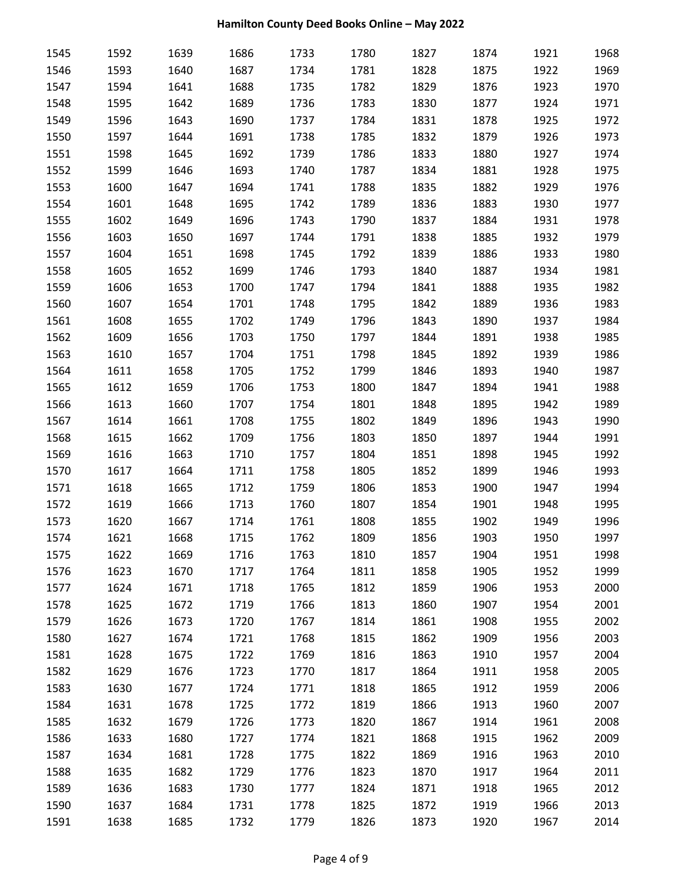| 1545 | 1592 | 1639 | 1686 | 1733 | 1780 | 1827 | 1874 | 1921 | 1968 |
|---|---|---|---|---|---|---|---|---|---|
| 1546 | 1593 | 1640 | 1687 | 1734 | 1781 | 1828 | 1875 | 1922 | 1969 |
| 1547 | 1594 | 1641 | 1688 | 1735 | 1782 | 1829 | 1876 | 1923 | 1970 |
| 1548 | 1595 | 1642 | 1689 | 1736 | 1783 | 1830 | 1877 | 1924 | 1971 |
| 1549 | 1596 | 1643 | 1690 | 1737 | 1784 | 1831 | 1878 | 1925 | 1972 |
| 1550 | 1597 | 1644 | 1691 | 1738 | 1785 | 1832 | 1879 | 1926 | 1973 |
| 1551 | 1598 | 1645 | 1692 | 1739 | 1786 | 1833 | 1880 | 1927 | 1974 |
| 1552 | 1599 | 1646 | 1693 | 1740 | 1787 | 1834 | 1881 | 1928 | 1975 |
| 1553 | 1600 | 1647 | 1694 | 1741 | 1788 | 1835 | 1882 | 1929 | 1976 |
| 1554 | 1601 | 1648 | 1695 | 1742 | 1789 | 1836 | 1883 | 1930 | 1977 |
| 1555 | 1602 | 1649 | 1696 | 1743 | 1790 | 1837 | 1884 | 1931 | 1978 |
| 1556 | 1603 | 1650 | 1697 | 1744 | 1791 | 1838 | 1885 | 1932 | 1979 |
| 1557 | 1604 | 1651 | 1698 | 1745 | 1792 | 1839 | 1886 | 1933 | 1980 |
| 1558 | 1605 | 1652 | 1699 | 1746 | 1793 | 1840 | 1887 | 1934 | 1981 |
| 1559 | 1606 | 1653 | 1700 | 1747 | 1794 | 1841 | 1888 | 1935 | 1982 |
| 1560 | 1607 | 1654 | 1701 | 1748 | 1795 | 1842 | 1889 | 1936 | 1983 |
| 1561 | 1608 | 1655 | 1702 | 1749 | 1796 | 1843 | 1890 | 1937 | 1984 |
| 1562 | 1609 | 1656 | 1703 | 1750 | 1797 | 1844 | 1891 | 1938 | 1985 |
| 1563 | 1610 | 1657 | 1704 | 1751 | 1798 | 1845 | 1892 | 1939 | 1986 |
| 1564 | 1611 | 1658 | 1705 | 1752 | 1799 | 1846 | 1893 | 1940 | 1987 |
| 1565 | 1612 | 1659 | 1706 | 1753 | 1800 | 1847 | 1894 | 1941 | 1988 |
| 1566 | 1613 | 1660 | 1707 | 1754 | 1801 | 1848 | 1895 | 1942 | 1989 |
| 1567 | 1614 | 1661 | 1708 | 1755 | 1802 | 1849 | 1896 | 1943 | 1990 |
| 1568 | 1615 | 1662 | 1709 | 1756 | 1803 | 1850 | 1897 | 1944 | 1991 |
| 1569 | 1616 | 1663 | 1710 | 1757 | 1804 | 1851 | 1898 | 1945 | 1992 |
| 1570 | 1617 | 1664 | 1711 | 1758 | 1805 | 1852 | 1899 | 1946 | 1993 |
| 1571 | 1618 | 1665 | 1712 | 1759 | 1806 | 1853 | 1900 | 1947 | 1994 |
| 1572 | 1619 | 1666 | 1713 | 1760 | 1807 | 1854 | 1901 | 1948 | 1995 |
| 1573 | 1620 | 1667 | 1714 | 1761 | 1808 | 1855 | 1902 | 1949 | 1996 |
| 1574 | 1621 | 1668 | 1715 | 1762 | 1809 | 1856 | 1903 | 1950 | 1997 |
| 1575 | 1622 | 1669 | 1716 | 1763 | 1810 | 1857 | 1904 | 1951 | 1998 |
| 1576 | 1623 | 1670 | 1717 | 1764 | 1811 | 1858 | 1905 | 1952 | 1999 |
| 1577 | 1624 | 1671 | 1718 | 1765 | 1812 | 1859 | 1906 | 1953 | 2000 |
| 1578 | 1625 | 1672 | 1719 | 1766 | 1813 | 1860 | 1907 | 1954 | 2001 |
| 1579 | 1626 | 1673 | 1720 | 1767 | 1814 | 1861 | 1908 | 1955 | 2002 |
| 1580 | 1627 | 1674 | 1721 | 1768 | 1815 | 1862 | 1909 | 1956 | 2003 |
| 1581 | 1628 | 1675 | 1722 | 1769 | 1816 | 1863 | 1910 | 1957 | 2004 |
| 1582 | 1629 | 1676 | 1723 | 1770 | 1817 | 1864 | 1911 | 1958 | 2005 |
| 1583 | 1630 | 1677 | 1724 | 1771 | 1818 | 1865 | 1912 | 1959 | 2006 |
| 1584 | 1631 | 1678 | 1725 | 1772 | 1819 | 1866 | 1913 | 1960 | 2007 |
| 1585 | 1632 | 1679 | 1726 | 1773 | 1820 | 1867 | 1914 | 1961 | 2008 |
| 1586 | 1633 | 1680 | 1727 | 1774 | 1821 | 1868 | 1915 | 1962 | 2009 |
| 1587 | 1634 | 1681 | 1728 | 1775 | 1822 | 1869 | 1916 | 1963 | 2010 |
| 1588 | 1635 | 1682 | 1729 | 1776 | 1823 | 1870 | 1917 | 1964 | 2011 |
| 1589 | 1636 | 1683 | 1730 | 1777 | 1824 | 1871 | 1918 | 1965 | 2012 |
| 1590 | 1637 | 1684 | 1731 | 1778 | 1825 | 1872 | 1919 | 1966 | 2013 |
| 1591 | 1638 | 1685 | 1732 | 1779 | 1826 | 1873 | 1920 | 1967 | 2014 |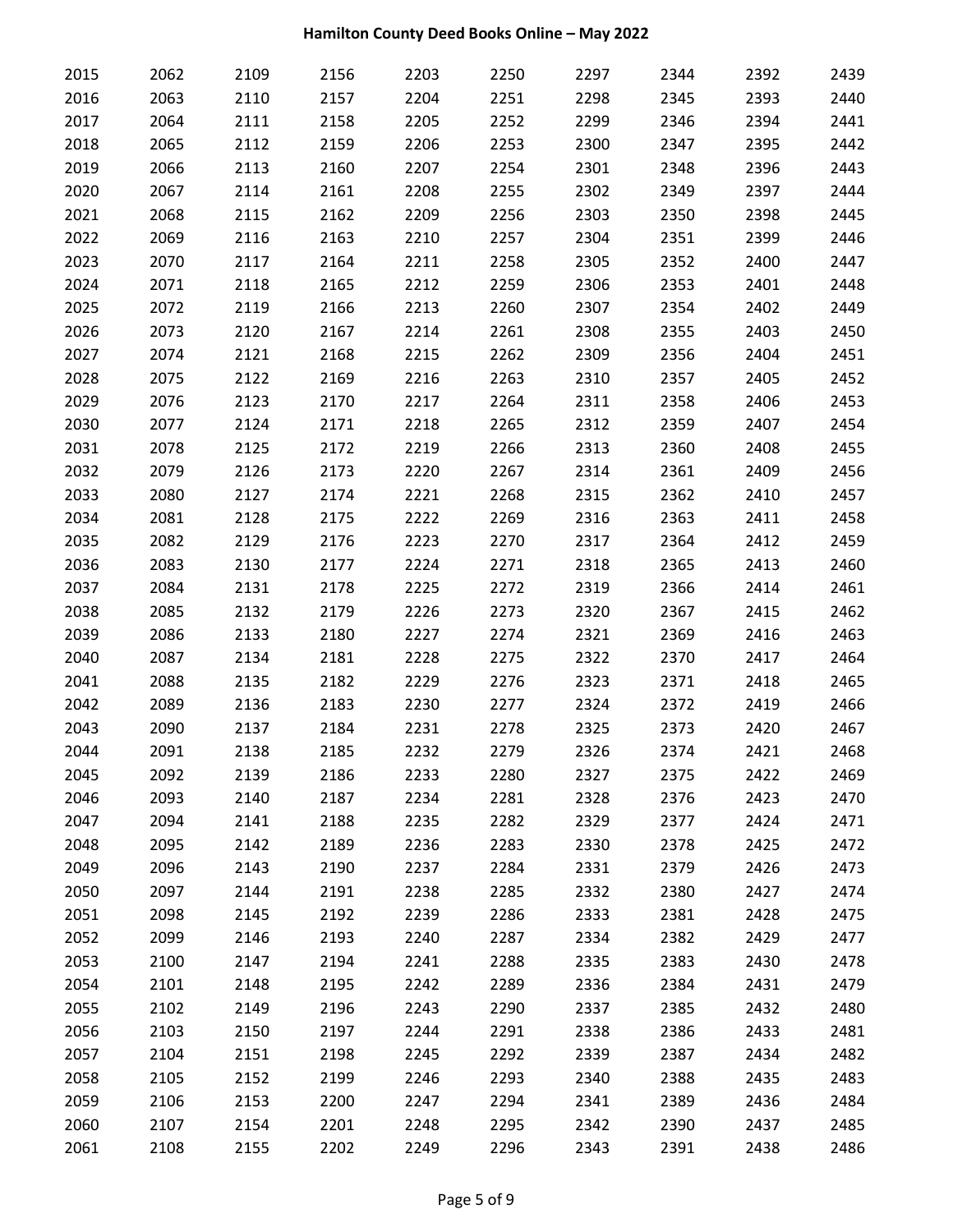| 2015 | 2062 | 2109 | 2156 | 2203 | 2250 | 2297 | 2344 | 2392 | 2439 |
|---|---|---|---|---|---|---|---|---|---|
| 2016 | 2063 | 2110 | 2157 | 2204 | 2251 | 2298 | 2345 | 2393 | 2440 |
| 2017 | 2064 | 2111 | 2158 | 2205 | 2252 | 2299 | 2346 | 2394 | 2441 |
| 2018 | 2065 | 2112 | 2159 | 2206 | 2253 | 2300 | 2347 | 2395 | 2442 |
| 2019 | 2066 | 2113 | 2160 | 2207 | 2254 | 2301 | 2348 | 2396 | 2443 |
| 2020 | 2067 | 2114 | 2161 | 2208 | 2255 | 2302 | 2349 | 2397 | 2444 |
| 2021 | 2068 | 2115 | 2162 | 2209 | 2256 | 2303 | 2350 | 2398 | 2445 |
| 2022 | 2069 | 2116 | 2163 | 2210 | 2257 | 2304 | 2351 | 2399 | 2446 |
| 2023 | 2070 | 2117 | 2164 | 2211 | 2258 | 2305 | 2352 | 2400 | 2447 |
| 2024 | 2071 | 2118 | 2165 | 2212 | 2259 | 2306 | 2353 | 2401 | 2448 |
| 2025 | 2072 | 2119 | 2166 | 2213 | 2260 | 2307 | 2354 | 2402 | 2449 |
| 2026 | 2073 | 2120 | 2167 | 2214 | 2261 | 2308 | 2355 | 2403 | 2450 |
| 2027 | 2074 | 2121 | 2168 | 2215 | 2262 | 2309 | 2356 | 2404 | 2451 |
| 2028 | 2075 | 2122 | 2169 | 2216 | 2263 | 2310 | 2357 | 2405 | 2452 |
| 2029 | 2076 | 2123 | 2170 | 2217 | 2264 | 2311 | 2358 | 2406 | 2453 |
| 2030 | 2077 | 2124 | 2171 | 2218 | 2265 | 2312 | 2359 | 2407 | 2454 |
| 2031 | 2078 | 2125 | 2172 | 2219 | 2266 | 2313 | 2360 | 2408 | 2455 |
| 2032 | 2079 | 2126 | 2173 | 2220 | 2267 | 2314 | 2361 | 2409 | 2456 |
| 2033 | 2080 | 2127 | 2174 | 2221 | 2268 | 2315 | 2362 | 2410 | 2457 |
| 2034 | 2081 | 2128 | 2175 | 2222 | 2269 | 2316 | 2363 | 2411 | 2458 |
| 2035 | 2082 | 2129 | 2176 | 2223 | 2270 | 2317 | 2364 | 2412 | 2459 |
| 2036 | 2083 | 2130 | 2177 | 2224 | 2271 | 2318 | 2365 | 2413 | 2460 |
| 2037 | 2084 | 2131 | 2178 | 2225 | 2272 | 2319 | 2366 | 2414 | 2461 |
| 2038 | 2085 | 2132 | 2179 | 2226 | 2273 | 2320 | 2367 | 2415 | 2462 |
| 2039 | 2086 | 2133 | 2180 | 2227 | 2274 | 2321 | 2369 | 2416 | 2463 |
| 2040 | 2087 | 2134 | 2181 | 2228 | 2275 | 2322 | 2370 | 2417 | 2464 |
| 2041 | 2088 | 2135 | 2182 | 2229 | 2276 | 2323 | 2371 | 2418 | 2465 |
| 2042 | 2089 | 2136 | 2183 | 2230 | 2277 | 2324 | 2372 | 2419 | 2466 |
| 2043 | 2090 | 2137 | 2184 | 2231 | 2278 | 2325 | 2373 | 2420 | 2467 |
| 2044 | 2091 | 2138 | 2185 | 2232 | 2279 | 2326 | 2374 | 2421 | 2468 |
| 2045 | 2092 | 2139 | 2186 | 2233 | 2280 | 2327 | 2375 | 2422 | 2469 |
| 2046 | 2093 | 2140 | 2187 | 2234 | 2281 | 2328 | 2376 | 2423 | 2470 |
| 2047 | 2094 | 2141 | 2188 | 2235 | 2282 | 2329 | 2377 | 2424 | 2471 |
| 2048 | 2095 | 2142 | 2189 | 2236 | 2283 | 2330 | 2378 | 2425 | 2472 |
| 2049 | 2096 | 2143 | 2190 | 2237 | 2284 | 2331 | 2379 | 2426 | 2473 |
| 2050 | 2097 | 2144 | 2191 | 2238 | 2285 | 2332 | 2380 | 2427 | 2474 |
| 2051 | 2098 | 2145 | 2192 | 2239 | 2286 | 2333 | 2381 | 2428 | 2475 |
| 2052 | 2099 | 2146 | 2193 | 2240 | 2287 | 2334 | 2382 | 2429 | 2477 |
| 2053 | 2100 | 2147 | 2194 | 2241 | 2288 | 2335 | 2383 | 2430 | 2478 |
| 2054 | 2101 | 2148 | 2195 | 2242 | 2289 | 2336 | 2384 | 2431 | 2479 |
| 2055 | 2102 | 2149 | 2196 | 2243 | 2290 | 2337 | 2385 | 2432 | 2480 |
| 2056 | 2103 | 2150 | 2197 | 2244 | 2291 | 2338 | 2386 | 2433 | 2481 |
| 2057 | 2104 | 2151 | 2198 | 2245 | 2292 | 2339 | 2387 | 2434 | 2482 |
| 2058 | 2105 | 2152 | 2199 | 2246 | 2293 | 2340 | 2388 | 2435 | 2483 |
| 2059 | 2106 | 2153 | 2200 | 2247 | 2294 | 2341 | 2389 | 2436 | 2484 |
| 2060 | 2107 | 2154 | 2201 | 2248 | 2295 | 2342 | 2390 | 2437 | 2485 |
| 2061 | 2108 | 2155 | 2202 | 2249 | 2296 | 2343 | 2391 | 2438 | 2486 |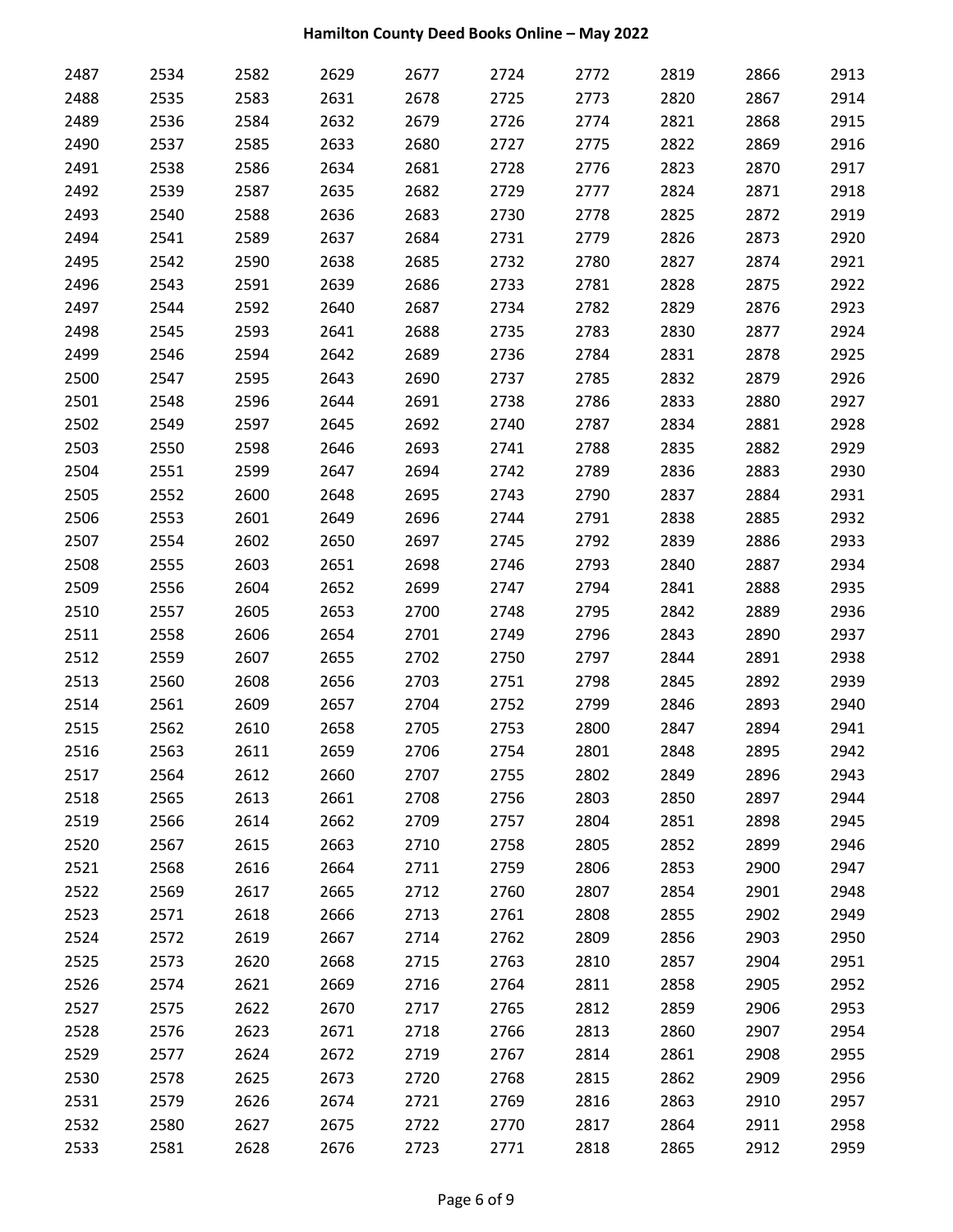| 2487 | 2534 | 2582 | 2629 | 2677 | 2724 | 2772 | 2819 | 2866 | 2913 |
|---|---|---|---|---|---|---|---|---|---|
| 2488 | 2535 | 2583 | 2631 | 2678 | 2725 | 2773 | 2820 | 2867 | 2914 |
| 2489 | 2536 | 2584 | 2632 | 2679 | 2726 | 2774 | 2821 | 2868 | 2915 |
| 2490 | 2537 | 2585 | 2633 | 2680 | 2727 | 2775 | 2822 | 2869 | 2916 |
| 2491 | 2538 | 2586 | 2634 | 2681 | 2728 | 2776 | 2823 | 2870 | 2917 |
| 2492 | 2539 | 2587 | 2635 | 2682 | 2729 | 2777 | 2824 | 2871 | 2918 |
| 2493 | 2540 | 2588 | 2636 | 2683 | 2730 | 2778 | 2825 | 2872 | 2919 |
| 2494 | 2541 | 2589 | 2637 | 2684 | 2731 | 2779 | 2826 | 2873 | 2920 |
| 2495 | 2542 | 2590 | 2638 | 2685 | 2732 | 2780 | 2827 | 2874 | 2921 |
| 2496 | 2543 | 2591 | 2639 | 2686 | 2733 | 2781 | 2828 | 2875 | 2922 |
| 2497 | 2544 | 2592 | 2640 | 2687 | 2734 | 2782 | 2829 | 2876 | 2923 |
| 2498 | 2545 | 2593 | 2641 | 2688 | 2735 | 2783 | 2830 | 2877 | 2924 |
| 2499 | 2546 | 2594 | 2642 | 2689 | 2736 | 2784 | 2831 | 2878 | 2925 |
| 2500 | 2547 | 2595 | 2643 | 2690 | 2737 | 2785 | 2832 | 2879 | 2926 |
| 2501 | 2548 | 2596 | 2644 | 2691 | 2738 | 2786 | 2833 | 2880 | 2927 |
| 2502 | 2549 | 2597 | 2645 | 2692 | 2740 | 2787 | 2834 | 2881 | 2928 |
| 2503 | 2550 | 2598 | 2646 | 2693 | 2741 | 2788 | 2835 | 2882 | 2929 |
| 2504 | 2551 | 2599 | 2647 | 2694 | 2742 | 2789 | 2836 | 2883 | 2930 |
| 2505 | 2552 | 2600 | 2648 | 2695 | 2743 | 2790 | 2837 | 2884 | 2931 |
| 2506 | 2553 | 2601 | 2649 | 2696 | 2744 | 2791 | 2838 | 2885 | 2932 |
| 2507 | 2554 | 2602 | 2650 | 2697 | 2745 | 2792 | 2839 | 2886 | 2933 |
| 2508 | 2555 | 2603 | 2651 | 2698 | 2746 | 2793 | 2840 | 2887 | 2934 |
| 2509 | 2556 | 2604 | 2652 | 2699 | 2747 | 2794 | 2841 | 2888 | 2935 |
| 2510 | 2557 | 2605 | 2653 | 2700 | 2748 | 2795 | 2842 | 2889 | 2936 |
| 2511 | 2558 | 2606 | 2654 | 2701 | 2749 | 2796 | 2843 | 2890 | 2937 |
| 2512 | 2559 | 2607 | 2655 | 2702 | 2750 | 2797 | 2844 | 2891 | 2938 |
| 2513 | 2560 | 2608 | 2656 | 2703 | 2751 | 2798 | 2845 | 2892 | 2939 |
| 2514 | 2561 | 2609 | 2657 | 2704 | 2752 | 2799 | 2846 | 2893 | 2940 |
| 2515 | 2562 | 2610 | 2658 | 2705 | 2753 | 2800 | 2847 | 2894 | 2941 |
| 2516 | 2563 | 2611 | 2659 | 2706 | 2754 | 2801 | 2848 | 2895 | 2942 |
| 2517 | 2564 | 2612 | 2660 | 2707 | 2755 | 2802 | 2849 | 2896 | 2943 |
| 2518 | 2565 | 2613 | 2661 | 2708 | 2756 | 2803 | 2850 | 2897 | 2944 |
| 2519 | 2566 | 2614 | 2662 | 2709 | 2757 | 2804 | 2851 | 2898 | 2945 |
| 2520 | 2567 | 2615 | 2663 | 2710 | 2758 | 2805 | 2852 | 2899 | 2946 |
| 2521 | 2568 | 2616 | 2664 | 2711 | 2759 | 2806 | 2853 | 2900 | 2947 |
| 2522 | 2569 | 2617 | 2665 | 2712 | 2760 | 2807 | 2854 | 2901 | 2948 |
| 2523 | 2571 | 2618 | 2666 | 2713 | 2761 | 2808 | 2855 | 2902 | 2949 |
| 2524 | 2572 | 2619 | 2667 | 2714 | 2762 | 2809 | 2856 | 2903 | 2950 |
| 2525 | 2573 | 2620 | 2668 | 2715 | 2763 | 2810 | 2857 | 2904 | 2951 |
| 2526 | 2574 | 2621 | 2669 | 2716 | 2764 | 2811 | 2858 | 2905 | 2952 |
| 2527 | 2575 | 2622 | 2670 | 2717 | 2765 | 2812 | 2859 | 2906 | 2953 |
| 2528 | 2576 | 2623 | 2671 | 2718 | 2766 | 2813 | 2860 | 2907 | 2954 |
| 2529 | 2577 | 2624 | 2672 | 2719 | 2767 | 2814 | 2861 | 2908 | 2955 |
| 2530 | 2578 | 2625 | 2673 | 2720 | 2768 | 2815 | 2862 | 2909 | 2956 |
| 2531 | 2579 | 2626 | 2674 | 2721 | 2769 | 2816 | 2863 | 2910 | 2957 |
| 2532 | 2580 | 2627 | 2675 | 2722 | 2770 | 2817 | 2864 | 2911 | 2958 |
| 2533 | 2581 | 2628 | 2676 | 2723 | 2771 | 2818 | 2865 | 2912 | 2959 |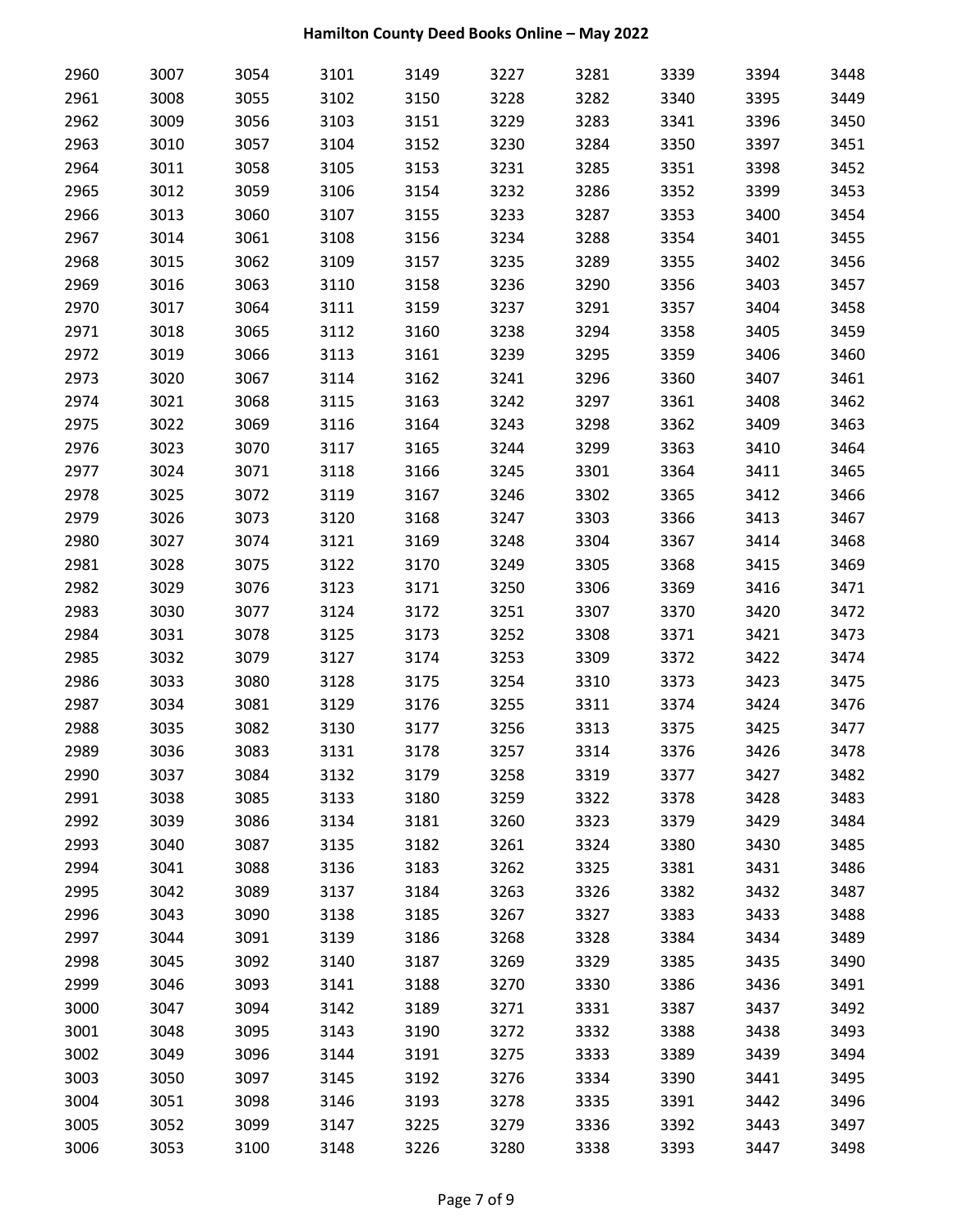# Hamilton County Deed Books Online – May 2022

| | | | | | | | | | |
|---|---|---|---|---|---|---|---|---|---|
| 2960 | 3007 | 3054 | 3101 | 3149 | 3227 | 3281 | 3339 | 3394 | 3448 |
| 2961 | 3008 | 3055 | 3102 | 3150 | 3228 | 3282 | 3340 | 3395 | 3449 |
| 2962 | 3009 | 3056 | 3103 | 3151 | 3229 | 3283 | 3341 | 3396 | 3450 |
| 2963 | 3010 | 3057 | 3104 | 3152 | 3230 | 3284 | 3350 | 3397 | 3451 |
| 2964 | 3011 | 3058 | 3105 | 3153 | 3231 | 3285 | 3351 | 3398 | 3452 |
| 2965 | 3012 | 3059 | 3106 | 3154 | 3232 | 3286 | 3352 | 3399 | 3453 |
| 2966 | 3013 | 3060 | 3107 | 3155 | 3233 | 3287 | 3353 | 3400 | 3454 |
| 2967 | 3014 | 3061 | 3108 | 3156 | 3234 | 3288 | 3354 | 3401 | 3455 |
| 2968 | 3015 | 3062 | 3109 | 3157 | 3235 | 3289 | 3355 | 3402 | 3456 |
| 2969 | 3016 | 3063 | 3110 | 3158 | 3236 | 3290 | 3356 | 3403 | 3457 |
| 2970 | 3017 | 3064 | 3111 | 3159 | 3237 | 3291 | 3357 | 3404 | 3458 |
| 2971 | 3018 | 3065 | 3112 | 3160 | 3238 | 3294 | 3358 | 3405 | 3459 |
| 2972 | 3019 | 3066 | 3113 | 3161 | 3239 | 3295 | 3359 | 3406 | 3460 |
| 2973 | 3020 | 3067 | 3114 | 3162 | 3241 | 3296 | 3360 | 3407 | 3461 |
| 2974 | 3021 | 3068 | 3115 | 3163 | 3242 | 3297 | 3361 | 3408 | 3462 |
| 2975 | 3022 | 3069 | 3116 | 3164 | 3243 | 3298 | 3362 | 3409 | 3463 |
| 2976 | 3023 | 3070 | 3117 | 3165 | 3244 | 3299 | 3363 | 3410 | 3464 |
| 2977 | 3024 | 3071 | 3118 | 3166 | 3245 | 3301 | 3364 | 3411 | 3465 |
| 2978 | 3025 | 3072 | 3119 | 3167 | 3246 | 3302 | 3365 | 3412 | 3466 |
| 2979 | 3026 | 3073 | 3120 | 3168 | 3247 | 3303 | 3366 | 3413 | 3467 |
| 2980 | 3027 | 3074 | 3121 | 3169 | 3248 | 3304 | 3367 | 3414 | 3468 |
| 2981 | 3028 | 3075 | 3122 | 3170 | 3249 | 3305 | 3368 | 3415 | 3469 |
| 2982 | 3029 | 3076 | 3123 | 3171 | 3250 | 3306 | 3369 | 3416 | 3471 |
| 2983 | 3030 | 3077 | 3124 | 3172 | 3251 | 3307 | 3370 | 3420 | 3472 |
| 2984 | 3031 | 3078 | 3125 | 3173 | 3252 | 3308 | 3371 | 3421 | 3473 |
| 2985 | 3032 | 3079 | 3127 | 3174 | 3253 | 3309 | 3372 | 3422 | 3474 |
| 2986 | 3033 | 3080 | 3128 | 3175 | 3254 | 3310 | 3373 | 3423 | 3475 |
| 2987 | 3034 | 3081 | 3129 | 3176 | 3255 | 3311 | 3374 | 3424 | 3476 |
| 2988 | 3035 | 3082 | 3130 | 3177 | 3256 | 3313 | 3375 | 3425 | 3477 |
| 2989 | 3036 | 3083 | 3131 | 3178 | 3257 | 3314 | 3376 | 3426 | 3478 |
| 2990 | 3037 | 3084 | 3132 | 3179 | 3258 | 3319 | 3377 | 3427 | 3482 |
| 2991 | 3038 | 3085 | 3133 | 3180 | 3259 | 3322 | 3378 | 3428 | 3483 |
| 2992 | 3039 | 3086 | 3134 | 3181 | 3260 | 3323 | 3379 | 3429 | 3484 |
| 2993 | 3040 | 3087 | 3135 | 3182 | 3261 | 3324 | 3380 | 3430 | 3485 |
| 2994 | 3041 | 3088 | 3136 | 3183 | 3262 | 3325 | 3381 | 3431 | 3486 |
| 2995 | 3042 | 3089 | 3137 | 3184 | 3263 | 3326 | 3382 | 3432 | 3487 |
| 2996 | 3043 | 3090 | 3138 | 3185 | 3267 | 3327 | 3383 | 3433 | 3488 |
| 2997 | 3044 | 3091 | 3139 | 3186 | 3268 | 3328 | 3384 | 3434 | 3489 |
| 2998 | 3045 | 3092 | 3140 | 3187 | 3269 | 3329 | 3385 | 3435 | 3490 |
| 2999 | 3046 | 3093 | 3141 | 3188 | 3270 | 3330 | 3386 | 3436 | 3491 |
| 3000 | 3047 | 3094 | 3142 | 3189 | 3271 | 3331 | 3387 | 3437 | 3492 |
| 3001 | 3048 | 3095 | 3143 | 3190 | 3272 | 3332 | 3388 | 3438 | 3493 |
| 3002 | 3049 | 3096 | 3144 | 3191 | 3275 | 3333 | 3389 | 3439 | 3494 |
| 3003 | 3050 | 3097 | 3145 | 3192 | 3276 | 3334 | 3390 | 3441 | 3495 |
| 3004 | 3051 | 3098 | 3146 | 3193 | 3278 | 3335 | 3391 | 3442 | 3496 |
| 3005 | 3052 | 3099 | 3147 | 3225 | 3279 | 3336 | 3392 | 3443 | 3497 |
| 3006 | 3053 | 3100 | 3148 | 3226 | 3280 | 3338 | 3393 | 3447 | 3498 |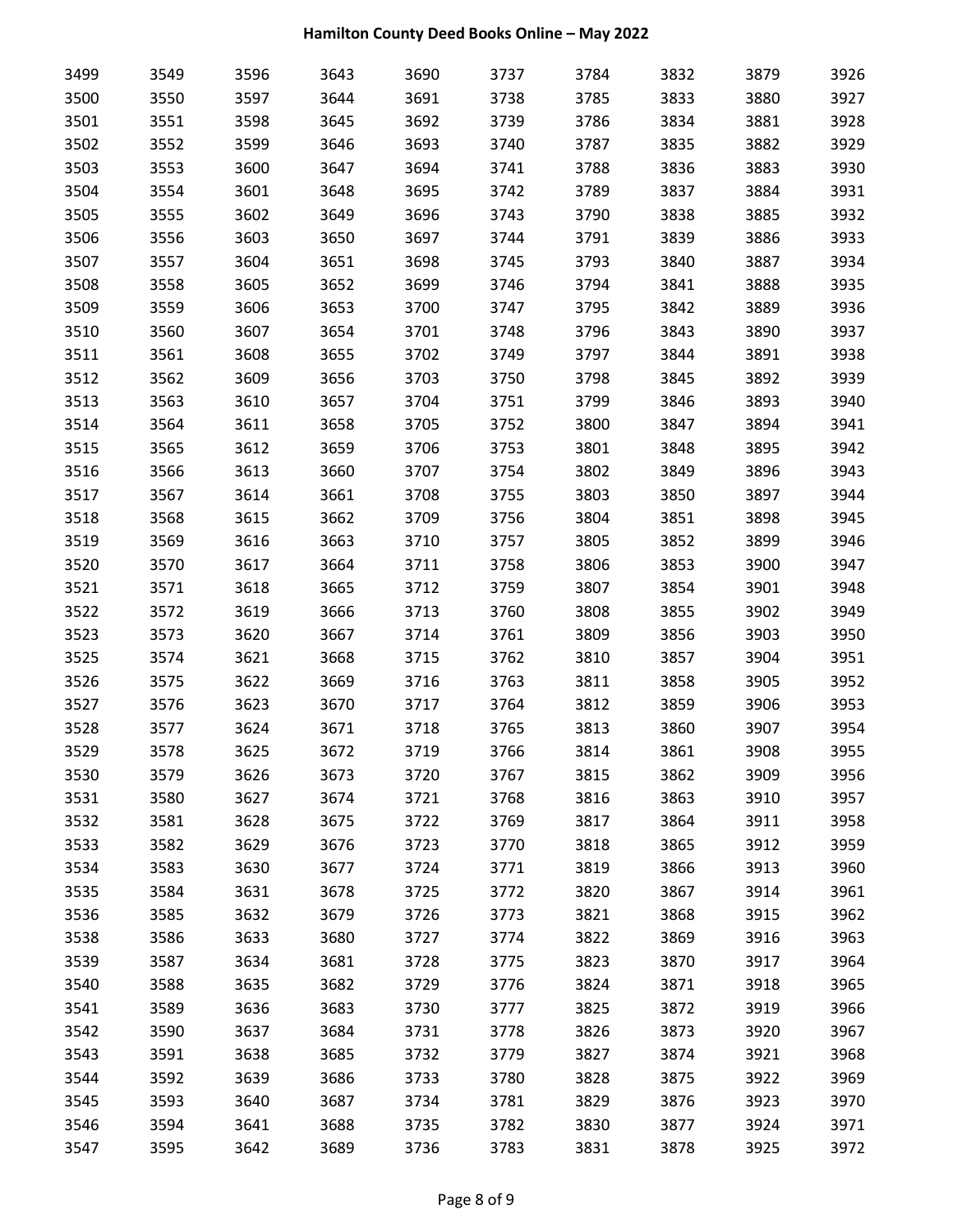| 3499 | 3549 | 3596 | 3643 | 3690 | 3737 | 3784 | 3832 | 3879 | 3926 |
|---|---|---|---|---|---|---|---|---|---|
| 3500 | 3550 | 3597 | 3644 | 3691 | 3738 | 3785 | 3833 | 3880 | 3927 |
| 3501 | 3551 | 3598 | 3645 | 3692 | 3739 | 3786 | 3834 | 3881 | 3928 |
| 3502 | 3552 | 3599 | 3646 | 3693 | 3740 | 3787 | 3835 | 3882 | 3929 |
| 3503 | 3553 | 3600 | 3647 | 3694 | 3741 | 3788 | 3836 | 3883 | 3930 |
| 3504 | 3554 | 3601 | 3648 | 3695 | 3742 | 3789 | 3837 | 3884 | 3931 |
| 3505 | 3555 | 3602 | 3649 | 3696 | 3743 | 3790 | 3838 | 3885 | 3932 |
| 3506 | 3556 | 3603 | 3650 | 3697 | 3744 | 3791 | 3839 | 3886 | 3933 |
| 3507 | 3557 | 3604 | 3651 | 3698 | 3745 | 3793 | 3840 | 3887 | 3934 |
| 3508 | 3558 | 3605 | 3652 | 3699 | 3746 | 3794 | 3841 | 3888 | 3935 |
| 3509 | 3559 | 3606 | 3653 | 3700 | 3747 | 3795 | 3842 | 3889 | 3936 |
| 3510 | 3560 | 3607 | 3654 | 3701 | 3748 | 3796 | 3843 | 3890 | 3937 |
| 3511 | 3561 | 3608 | 3655 | 3702 | 3749 | 3797 | 3844 | 3891 | 3938 |
| 3512 | 3562 | 3609 | 3656 | 3703 | 3750 | 3798 | 3845 | 3892 | 3939 |
| 3513 | 3563 | 3610 | 3657 | 3704 | 3751 | 3799 | 3846 | 3893 | 3940 |
| 3514 | 3564 | 3611 | 3658 | 3705 | 3752 | 3800 | 3847 | 3894 | 3941 |
| 3515 | 3565 | 3612 | 3659 | 3706 | 3753 | 3801 | 3848 | 3895 | 3942 |
| 3516 | 3566 | 3613 | 3660 | 3707 | 3754 | 3802 | 3849 | 3896 | 3943 |
| 3517 | 3567 | 3614 | 3661 | 3708 | 3755 | 3803 | 3850 | 3897 | 3944 |
| 3518 | 3568 | 3615 | 3662 | 3709 | 3756 | 3804 | 3851 | 3898 | 3945 |
| 3519 | 3569 | 3616 | 3663 | 3710 | 3757 | 3805 | 3852 | 3899 | 3946 |
| 3520 | 3570 | 3617 | 3664 | 3711 | 3758 | 3806 | 3853 | 3900 | 3947 |
| 3521 | 3571 | 3618 | 3665 | 3712 | 3759 | 3807 | 3854 | 3901 | 3948 |
| 3522 | 3572 | 3619 | 3666 | 3713 | 3760 | 3808 | 3855 | 3902 | 3949 |
| 3523 | 3573 | 3620 | 3667 | 3714 | 3761 | 3809 | 3856 | 3903 | 3950 |
| 3525 | 3574 | 3621 | 3668 | 3715 | 3762 | 3810 | 3857 | 3904 | 3951 |
| 3526 | 3575 | 3622 | 3669 | 3716 | 3763 | 3811 | 3858 | 3905 | 3952 |
| 3527 | 3576 | 3623 | 3670 | 3717 | 3764 | 3812 | 3859 | 3906 | 3953 |
| 3528 | 3577 | 3624 | 3671 | 3718 | 3765 | 3813 | 3860 | 3907 | 3954 |
| 3529 | 3578 | 3625 | 3672 | 3719 | 3766 | 3814 | 3861 | 3908 | 3955 |
| 3530 | 3579 | 3626 | 3673 | 3720 | 3767 | 3815 | 3862 | 3909 | 3956 |
| 3531 | 3580 | 3627 | 3674 | 3721 | 3768 | 3816 | 3863 | 3910 | 3957 |
| 3532 | 3581 | 3628 | 3675 | 3722 | 3769 | 3817 | 3864 | 3911 | 3958 |
| 3533 | 3582 | 3629 | 3676 | 3723 | 3770 | 3818 | 3865 | 3912 | 3959 |
| 3534 | 3583 | 3630 | 3677 | 3724 | 3771 | 3819 | 3866 | 3913 | 3960 |
| 3535 | 3584 | 3631 | 3678 | 3725 | 3772 | 3820 | 3867 | 3914 | 3961 |
| 3536 | 3585 | 3632 | 3679 | 3726 | 3773 | 3821 | 3868 | 3915 | 3962 |
| 3538 | 3586 | 3633 | 3680 | 3727 | 3774 | 3822 | 3869 | 3916 | 3963 |
| 3539 | 3587 | 3634 | 3681 | 3728 | 3775 | 3823 | 3870 | 3917 | 3964 |
| 3540 | 3588 | 3635 | 3682 | 3729 | 3776 | 3824 | 3871 | 3918 | 3965 |
| 3541 | 3589 | 3636 | 3683 | 3730 | 3777 | 3825 | 3872 | 3919 | 3966 |
| 3542 | 3590 | 3637 | 3684 | 3731 | 3778 | 3826 | 3873 | 3920 | 3967 |
| 3543 | 3591 | 3638 | 3685 | 3732 | 3779 | 3827 | 3874 | 3921 | 3968 |
| 3544 | 3592 | 3639 | 3686 | 3733 | 3780 | 3828 | 3875 | 3922 | 3969 |
| 3545 | 3593 | 3640 | 3687 | 3734 | 3781 | 3829 | 3876 | 3923 | 3970 |
| 3546 | 3594 | 3641 | 3688 | 3735 | 3782 | 3830 | 3877 | 3924 | 3971 |
| 3547 | 3595 | 3642 | 3689 | 3736 | 3783 | 3831 | 3878 | 3925 | 3972 |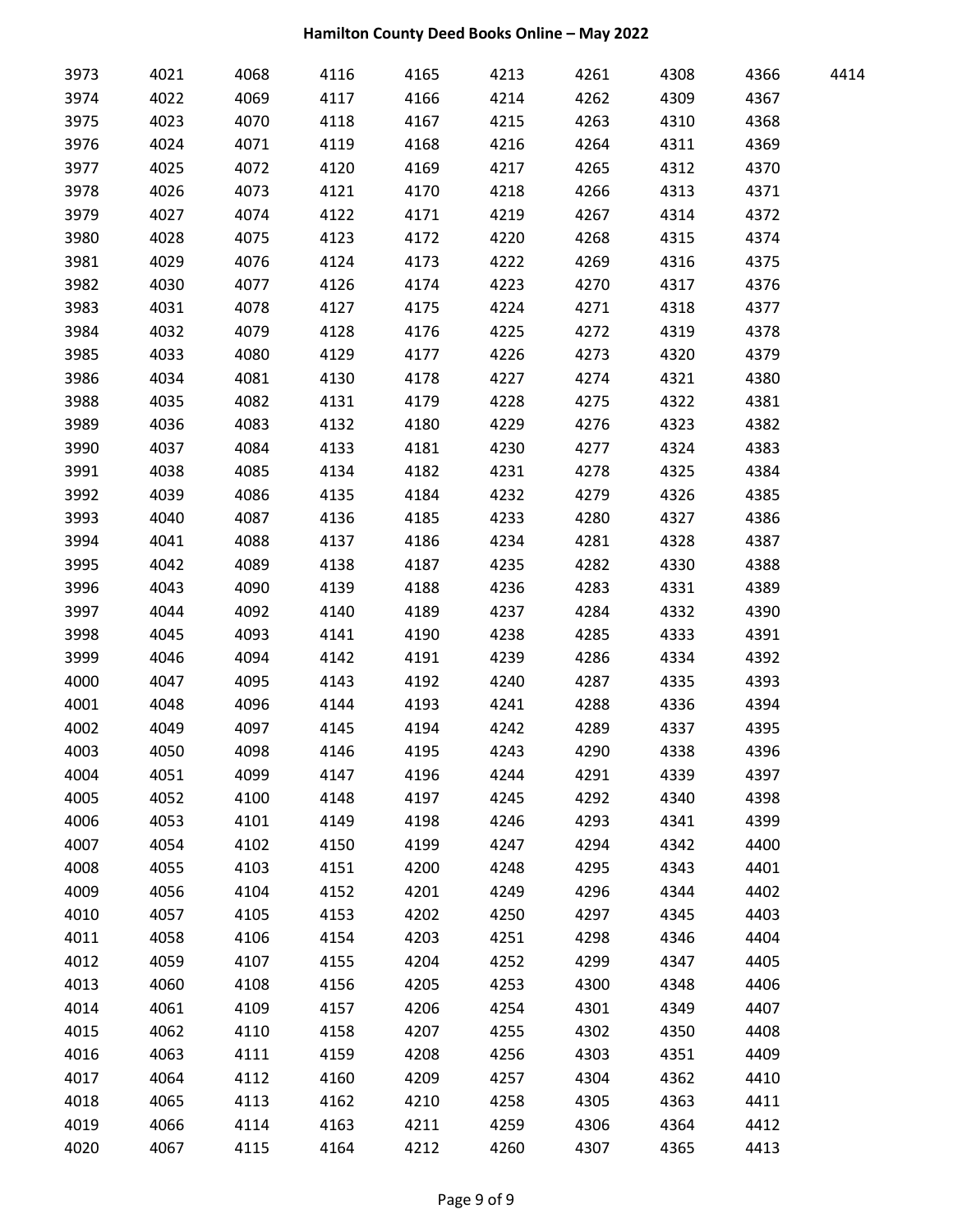# Hamilton County Deed Books Online – May 2022

| | | | | | | | | | |
|---|---|---|---|---|---|---|---|---|---|
| 3973 | 4021 | 4068 | 4116 | 4165 | 4213 | 4261 | 4308 | 4366 | 4414 |
| 3974 | 4022 | 4069 | 4117 | 4166 | 4214 | 4262 | 4309 | 4367 | |
| 3975 | 4023 | 4070 | 4118 | 4167 | 4215 | 4263 | 4310 | 4368 | |
| 3976 | 4024 | 4071 | 4119 | 4168 | 4216 | 4264 | 4311 | 4369 | |
| 3977 | 4025 | 4072 | 4120 | 4169 | 4217 | 4265 | 4312 | 4370 | |
| 3978 | 4026 | 4073 | 4121 | 4170 | 4218 | 4266 | 4313 | 4371 | |
| 3979 | 4027 | 4074 | 4122 | 4171 | 4219 | 4267 | 4314 | 4372 | |
| 3980 | 4028 | 4075 | 4123 | 4172 | 4220 | 4268 | 4315 | 4374 | |
| 3981 | 4029 | 4076 | 4124 | 4173 | 4222 | 4269 | 4316 | 4375 | |
| 3982 | 4030 | 4077 | 4126 | 4174 | 4223 | 4270 | 4317 | 4376 | |
| 3983 | 4031 | 4078 | 4127 | 4175 | 4224 | 4271 | 4318 | 4377 | |
| 3984 | 4032 | 4079 | 4128 | 4176 | 4225 | 4272 | 4319 | 4378 | |
| 3985 | 4033 | 4080 | 4129 | 4177 | 4226 | 4273 | 4320 | 4379 | |
| 3986 | 4034 | 4081 | 4130 | 4178 | 4227 | 4274 | 4321 | 4380 | |
| 3988 | 4035 | 4082 | 4131 | 4179 | 4228 | 4275 | 4322 | 4381 | |
| 3989 | 4036 | 4083 | 4132 | 4180 | 4229 | 4276 | 4323 | 4382 | |
| 3990 | 4037 | 4084 | 4133 | 4181 | 4230 | 4277 | 4324 | 4383 | |
| 3991 | 4038 | 4085 | 4134 | 4182 | 4231 | 4278 | 4325 | 4384 | |
| 3992 | 4039 | 4086 | 4135 | 4184 | 4232 | 4279 | 4326 | 4385 | |
| 3993 | 4040 | 4087 | 4136 | 4185 | 4233 | 4280 | 4327 | 4386 | |
| 3994 | 4041 | 4088 | 4137 | 4186 | 4234 | 4281 | 4328 | 4387 | |
| 3995 | 4042 | 4089 | 4138 | 4187 | 4235 | 4282 | 4330 | 4388 | |
| 3996 | 4043 | 4090 | 4139 | 4188 | 4236 | 4283 | 4331 | 4389 | |
| 3997 | 4044 | 4092 | 4140 | 4189 | 4237 | 4284 | 4332 | 4390 | |
| 3998 | 4045 | 4093 | 4141 | 4190 | 4238 | 4285 | 4333 | 4391 | |
| 3999 | 4046 | 4094 | 4142 | 4191 | 4239 | 4286 | 4334 | 4392 | |
| 4000 | 4047 | 4095 | 4143 | 4192 | 4240 | 4287 | 4335 | 4393 | |
| 4001 | 4048 | 4096 | 4144 | 4193 | 4241 | 4288 | 4336 | 4394 | |
| 4002 | 4049 | 4097 | 4145 | 4194 | 4242 | 4289 | 4337 | 4395 | |
| 4003 | 4050 | 4098 | 4146 | 4195 | 4243 | 4290 | 4338 | 4396 | |
| 4004 | 4051 | 4099 | 4147 | 4196 | 4244 | 4291 | 4339 | 4397 | |
| 4005 | 4052 | 4100 | 4148 | 4197 | 4245 | 4292 | 4340 | 4398 | |
| 4006 | 4053 | 4101 | 4149 | 4198 | 4246 | 4293 | 4341 | 4399 | |
| 4007 | 4054 | 4102 | 4150 | 4199 | 4247 | 4294 | 4342 | 4400 | |
| 4008 | 4055 | 4103 | 4151 | 4200 | 4248 | 4295 | 4343 | 4401 | |
| 4009 | 4056 | 4104 | 4152 | 4201 | 4249 | 4296 | 4344 | 4402 | |
| 4010 | 4057 | 4105 | 4153 | 4202 | 4250 | 4297 | 4345 | 4403 | |
| 4011 | 4058 | 4106 | 4154 | 4203 | 4251 | 4298 | 4346 | 4404 | |
| 4012 | 4059 | 4107 | 4155 | 4204 | 4252 | 4299 | 4347 | 4405 | |
| 4013 | 4060 | 4108 | 4156 | 4205 | 4253 | 4300 | 4348 | 4406 | |
| 4014 | 4061 | 4109 | 4157 | 4206 | 4254 | 4301 | 4349 | 4407 | |
| 4015 | 4062 | 4110 | 4158 | 4207 | 4255 | 4302 | 4350 | 4408 | |
| 4016 | 4063 | 4111 | 4159 | 4208 | 4256 | 4303 | 4351 | 4409 | |
| 4017 | 4064 | 4112 | 4160 | 4209 | 4257 | 4304 | 4362 | 4410 | |
| 4018 | 4065 | 4113 | 4162 | 4210 | 4258 | 4305 | 4363 | 4411 | |
| 4019 | 4066 | 4114 | 4163 | 4211 | 4259 | 4306 | 4364 | 4412 | |
| 4020 | 4067 | 4115 | 4164 | 4212 | 4260 | 4307 | 4365 | 4413 | |